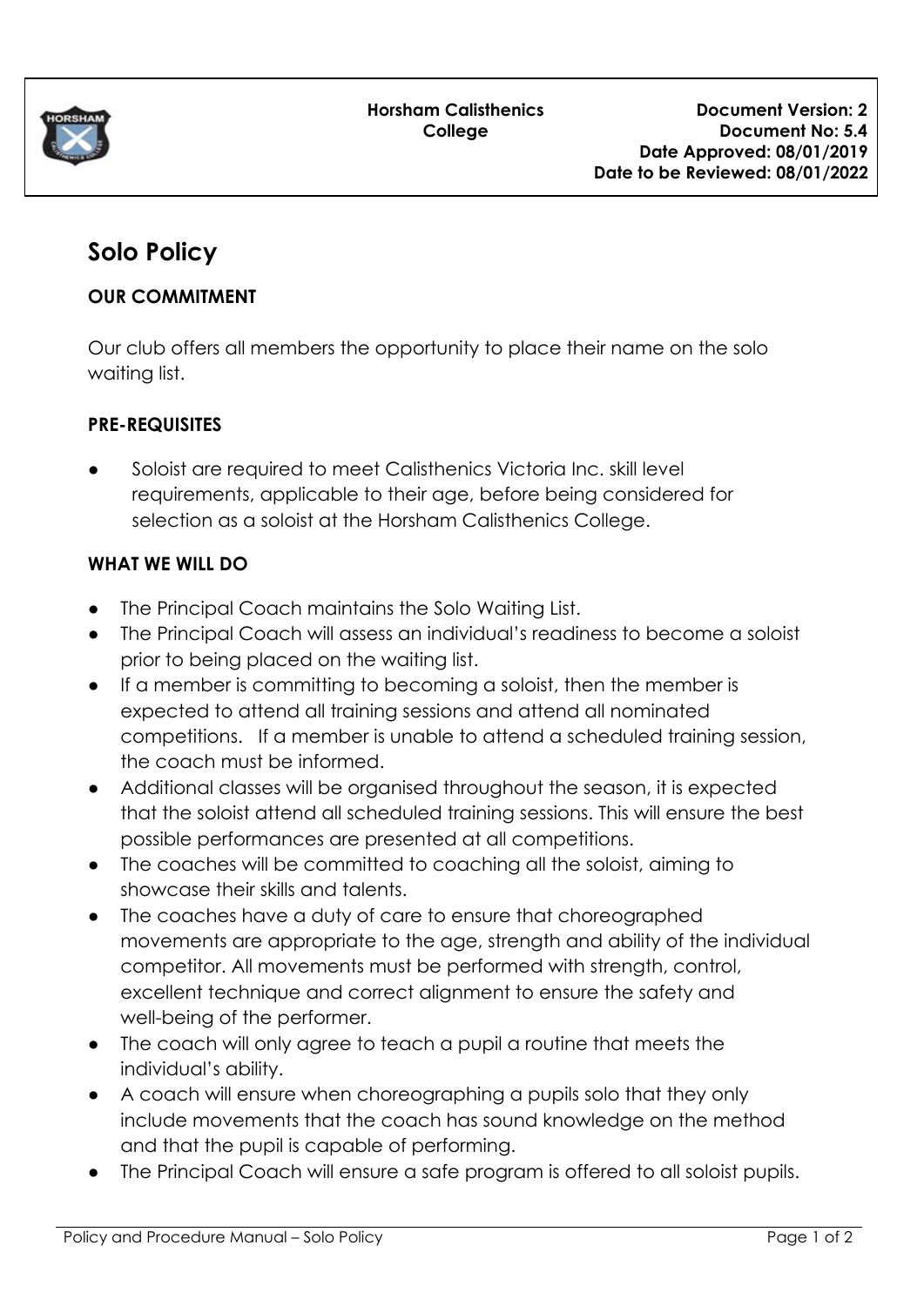**Horsham Calisthenics College**

**Document Version: 2**
**Document No: 5.4**
**Date Approved: 08/01/2019**
**Date to be Reviewed: 08/01/2022**

# Solo Policy

## OUR COMMITMENT

Our club offers all members the opportunity to place their name on the solo waiting list.

## PRE-REQUISITES

- Soloist are required to meet Calisthenics Victoria Inc. skill level requirements, applicable to their age, before being considered for selection as a soloist at the Horsham Calisthenics College.

## WHAT WE WILL DO

- The Principal Coach maintains the Solo Waiting List.
- The Principal Coach will assess an individual's readiness to become a soloist prior to being placed on the waiting list.
- If a member is committing to becoming a soloist, then the member is expected to attend all training sessions and attend all nominated competitions. If a member is unable to attend a scheduled training session, the coach must be informed.
- Additional classes will be organised throughout the season, it is expected that the soloist attend all scheduled training sessions. This will ensure the best possible performances are presented at all competitions.
- The coaches will be committed to coaching all the soloist, aiming to showcase their skills and talents.
- The coaches have a duty of care to ensure that choreographed movements are appropriate to the age, strength and ability of the individual competitor. All movements must be performed with strength, control, excellent technique and correct alignment to ensure the safety and well-being of the performer.
- The coach will only agree to teach a pupil a routine that meets the individual's ability.
- A coach will ensure when choreographing a pupils solo that they only include movements that the coach has sound knowledge on the method and that the pupil is capable of performing.
- The Principal Coach will ensure a safe program is offered to all soloist pupils.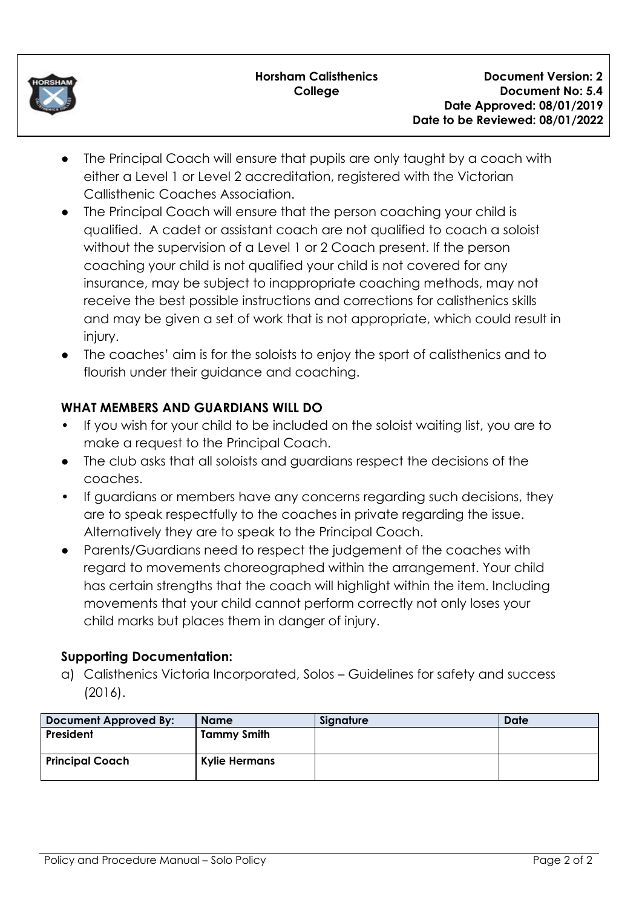- The Principal Coach will ensure that pupils are only taught by a coach with either a Level 1 or Level 2 accreditation, registered with the Victorian Callisthenic Coaches Association.
- The Principal Coach will ensure that the person coaching your child is qualified. A cadet or assistant coach are not qualified to coach a soloist without the supervision of a Level 1 or 2 Coach present. If the person coaching your child is not qualified your child is not covered for any insurance, may be subject to inappropriate coaching methods, may not receive the best possible instructions and corrections for calisthenics skills and may be given a set of work that is not appropriate, which could result in injury.
- The coaches' aim is for the soloists to enjoy the sport of calisthenics and to flourish under their guidance and coaching.

**WHAT MEMBERS AND GUARDIANS WILL DO**

- If you wish for your child to be included on the soloist waiting list, you are to make a request to the Principal Coach.
- The club asks that all soloists and guardians respect the decisions of the coaches.
- If guardians or members have any concerns regarding such decisions, they are to speak respectfully to the coaches in private regarding the issue. Alternatively they are to speak to the Principal Coach.
- Parents/Guardians need to respect the judgement of the coaches with regard to movements choreographed within the arrangement. Your child has certain strengths that the coach will highlight within the item. Including movements that your child cannot perform correctly not only loses your child marks but places them in danger of injury.

**Supporting Documentation:**

a) Calisthenics Victoria Incorporated, Solos – Guidelines for safety and success (2016).

| Document Approved By: | Name | Signature | Date |
|---|---|---|---|
| President | Tammy Smith | | |
| Principal Coach | Kylie Hermans | | |